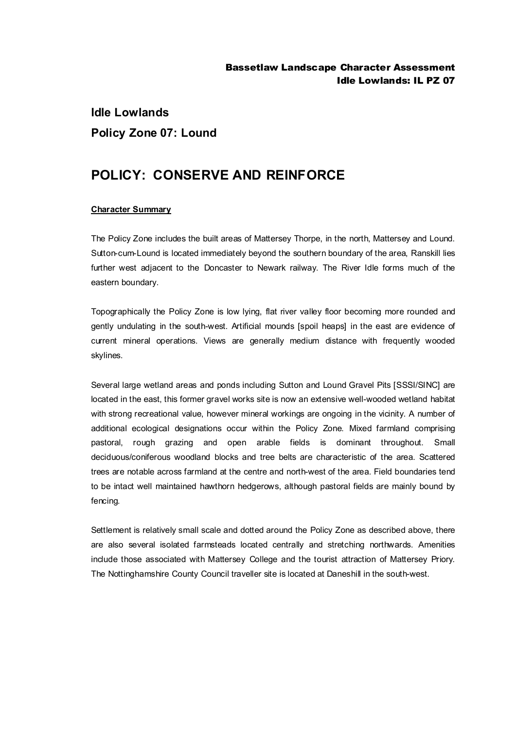# Idle Lowlands

## Policy Zone 07: Lound

## POLICY: CONSERVE AND REINFORCE

**Character Summary**

The Policy Zone includes the built areas of Mattersey Thorpe, in the north, Mattersey and Lound. Sutton-cum-Lound is located immediately beyond the southern boundary of the area, Ranskill lies further west adjacent to the Doncaster to Newark railway. The River Idle forms much of the eastern boundary.

Topographically the Policy Zone is low lying, flat river valley floor becoming more rounded and gently undulating in the south-west. Artificial mounds [spoil heaps] in the east are evidence of current mineral operations. Views are generally medium distance with frequently wooded skylines.

Several large wetland areas and ponds including Sutton and Lound Gravel Pits [SSSI/SINC] are located in the east, this former gravel works site is now an extensive well-wooded wetland habitat with strong recreational value, however mineral workings are ongoing in the vicinity. A number of additional ecological designations occur within the Policy Zone. Mixed farmland comprising pastoral, rough grazing and open arable fields is dominant throughout. Small deciduous/coniferous woodland blocks and tree belts are characteristic of the area. Scattered trees are notable across farmland at the centre and north-west of the area. Field boundaries tend to be intact well maintained hawthorn hedgerows, although pastoral fields are mainly bound by fencing.

Settlement is relatively small scale and dotted around the Policy Zone as described above, there are also several isolated farmsteads located centrally and stretching northwards. Amenities include those associated with Mattersey College and the tourist attraction of Mattersey Priory. The Nottinghamshire County Council traveller site is located at Daneshill in the south-west.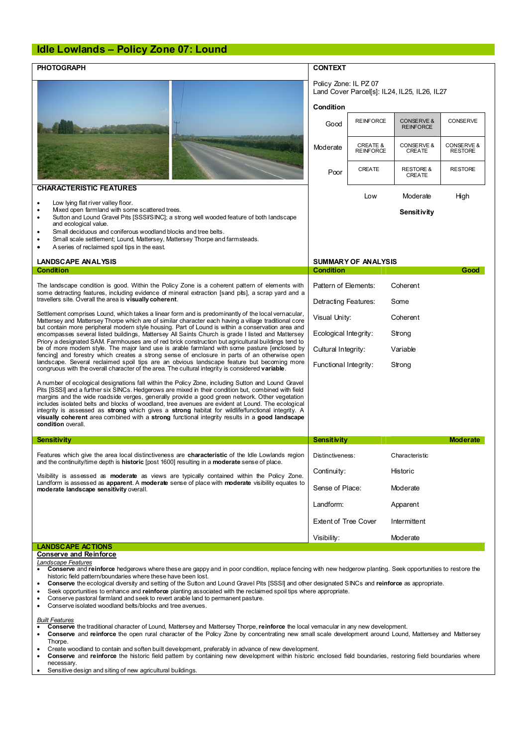# Idle Lowlands – Policy Zone 07: Lound

## PHOTOGRAPH

## CONTEXT

Policy Zone: IL PZ 07
Land Cover Parcel[s]: IL24, IL25, IL26, IL27

**Condition**

| | | | |
|---|---|---|---|
| Good | REINFORCE | CONSERVE & REINFORCE | CONSERVE |
| Moderate | CREATE & REINFORCE | CONSERVE & CREATE | CONSERVE & RESTORE |
| Poor | CREATE | RESTORE & CREATE | RESTORE |
| | Low | Moderate | High |

**Sensitivity**

## CHARACTERISTIC FEATURES

- Low lying flat river valley floor.
- Mixed open farmland with some scattered trees.
- Sutton and Lound Gravel Pits [SSSI/SINC]; a strong well wooded feature of both landscape and ecological value.
- Small deciduous and coniferous woodland blocks and tree belts.
- Small scale settlement; Lound, Mattersey, Mattersey Thorpe and farmsteads.
- A series of reclaimed spoil tips in the east.

## LANDSCAPE ANALYSIS

### Condition

The landscape condition is good. Within the Policy Zone is a coherent pattern of elements with some detracting features, including evidence of mineral extraction [sand pits], a scrap yard and a travellers site. Overall the area is **visually coherent**.

Settlement comprises Lound, which takes a linear form and is predominantly of the local vernacular, Mattersey and Mattersey Thorpe which are of similar character each having a village traditional core but contain more peripheral modern style housing. Part of Lound is within a conservation area and encompasses several listed buildings, Mattersey All Saints Church is grade I listed and Mattersey Priory a designated SAM. Farmhouses are of red brick construction but agricultural buildings tend to be of more modern style. The major land use is arable farmland with some pasture [enclosed by fencing] and forestry which creates a strong sense of enclosure in parts of an otherwise open landscape. Several reclaimed spoil tips are an obvious landscape feature but becoming more congruous with the overall character of the area. The cultural integrity is considered **variable**.

A number of ecological designations fall within the Policy Zone, including Sutton and Lound Gravel Pits [SSSI] and a further six SINCs. Hedgerows are mixed in their condition but, combined with field margins and the wide roadside verges, generally provide a good green network. Other vegetation includes isolated belts and blocks of woodland, tree avenues are evident at Lound. The ecological integrity is assessed as **strong** which gives a **strong** habitat for wildlife/functional integrity. A **visually coherent** area combined with a **strong** functional integrity results in a **good landscape condition** overall.

### Sensitivity

Features which give the area local distinctiveness are **characteristic** of the Idle Lowlands region and the continuity/time depth is **historic** [post 1600] resulting in a **moderate** sense of place.

Visibility is assessed as **moderate** as views are typically contained within the Policy Zone. Landform is assessed as **apparent**. A **moderate** sense of place with **moderate** visibility equates to **moderate landscape sensitivity** overall.

## SUMMARY OF ANALYSIS

| Condition | Good |
|---|---|
| Pattern of Elements: | Coherent |
| Detracting Features: | Some |
| Visual Unity: | Coherent |
| Ecological Integrity: | Strong |
| Cultural Integrity: | Variable |
| Functional Integrity: | Strong |

| Sensitivity | Moderate |
|---|---|
| Distinctiveness: | Characteristic |
| Continuity: | Historic |
| Sense of Place: | Moderate |
| Landform: | Apparent |
| Extent of Tree Cover | Intermittent |
| Visibility: | Moderate |

## LANDSCAPE ACTIONS

### Conserve and Reinforce

*Landscape Features*

- **Conserve** and **reinforce** hedgerows where these are gappy and in poor condition, replace fencing with new hedgerow planting. Seek opportunities to restore the historic field pattern/boundaries where these have been lost.
- **Conserve** the ecological diversity and setting of the Sutton and Lound Gravel Pits [SSSI] and other designated SINCs and **reinforce** as appropriate.
- Seek opportunities to enhance and **reinforce** planting associated with the reclaimed spoil tips where appropriate.
- Conserve pastoral farmland and seek to revert arable land to permanent pasture.
- Conserve isolated woodland belts/blocks and tree avenues.

*Built Features*

- **Conserve** the traditional character of Lound, Mattersey and Mattersey Thorpe, **reinforce** the local vernacular in any new development.
- **Conserve** and **reinforce** the open rural character of the Policy Zone by concentrating new small scale development around Lound, Mattersey and Mattersey Thorpe.
- Create woodland to contain and soften built development, preferably in advance of new development.
- **Conserve** and **reinforce** the historic field pattern by containing new development within historic enclosed field boundaries, restoring field boundaries where necessary.
- Sensitive design and siting of new agricultural buildings.